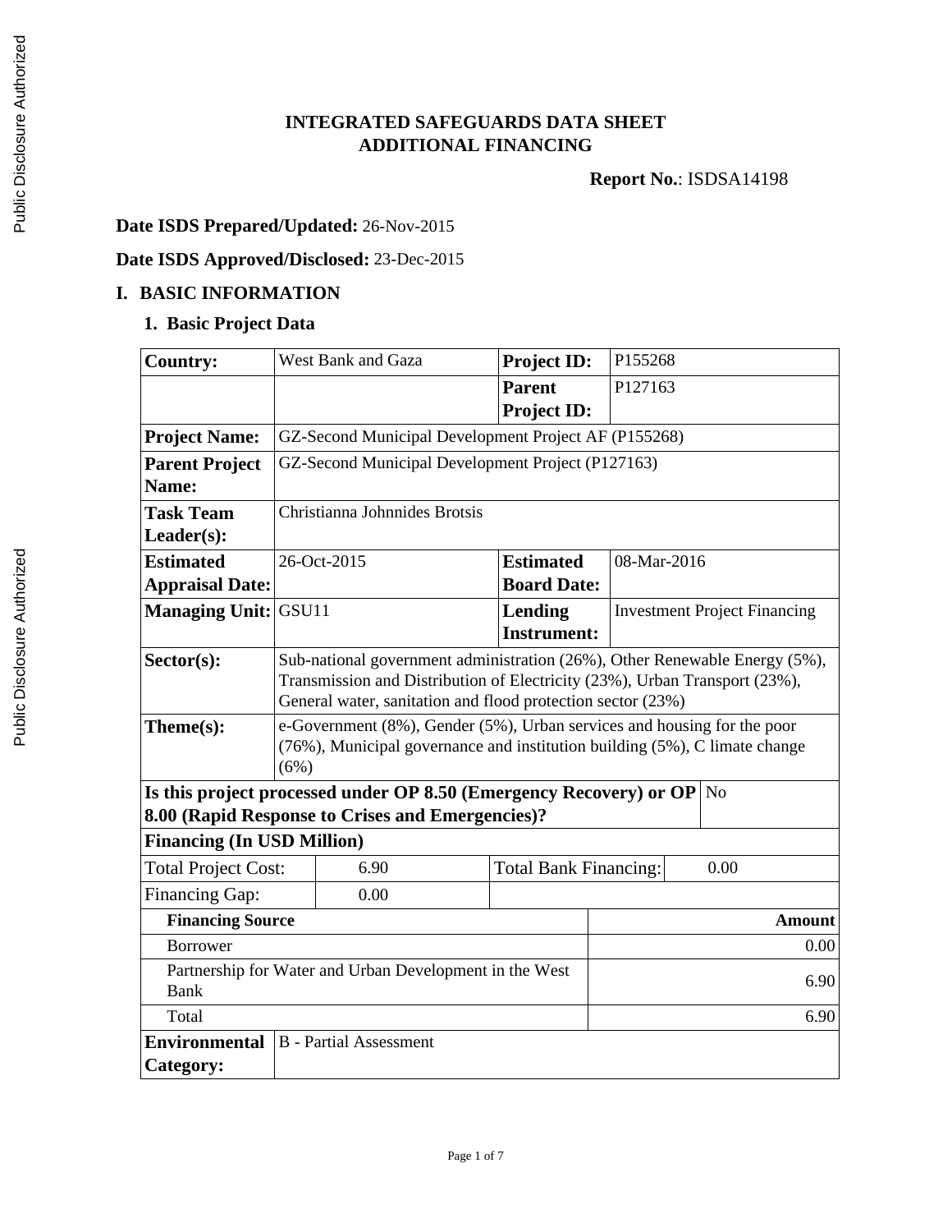# INTEGRATED SAFEGUARDS DATA SHEET
# ADDITIONAL FINANCING

**Report No.**: ISDSA14198

**Date ISDS Prepared/Updated:** 26-Nov-2015

**Date ISDS Approved/Disclosed:** 23-Dec-2015

## I. BASIC INFORMATION

### 1. Basic Project Data

| | | | |
|---|---|---|---|
| **Country:** | West Bank and Gaza | **Project ID:** | P155268 |
| | | **Parent Project ID:** | P127163 |
| **Project Name:** | GZ-Second Municipal Development Project AF (P155268) | | |
| **Parent Project Name:** | GZ-Second Municipal Development Project (P127163) | | |
| **Task Team Leader(s):** | Christianna Johnnides Brotsis | | |
| **Estimated Appraisal Date:** | 26-Oct-2015 | **Estimated Board Date:** | 08-Mar-2016 |
| **Managing Unit:** | GSU11 | **Lending Instrument:** | Investment Project Financing |
| **Sector(s):** | Sub-national government administration (26%), Other Renewable Energy (5%), Transmission and Distribution of Electricity (23%), Urban Transport (23%), General water, sanitation and flood protection sector (23%) | | |
| **Theme(s):** | e-Government (8%), Gender (5%), Urban services and housing for the poor (76%), Municipal governance and institution building (5%), C limate change (6%) | | |
| **Is this project processed under OP 8.50 (Emergency Recovery) or OP 8.00 (Rapid Response to Crises and Emergencies)?** | | | No |

**Financing (In USD Million)**

| | | | |
|---|---|---|---|
| Total Project Cost: | 6.90 | Total Bank Financing: | 0.00 |
| Financing Gap: | 0.00 | | |

| **Financing Source** | **Amount** |
|---|---:|
| Borrower | 0.00 |
| Partnership for Water and Urban Development in the West Bank | 6.90 |
| Total | 6.90 |

| | |
|---|---|
| **Environmental Category:** | B - Partial Assessment |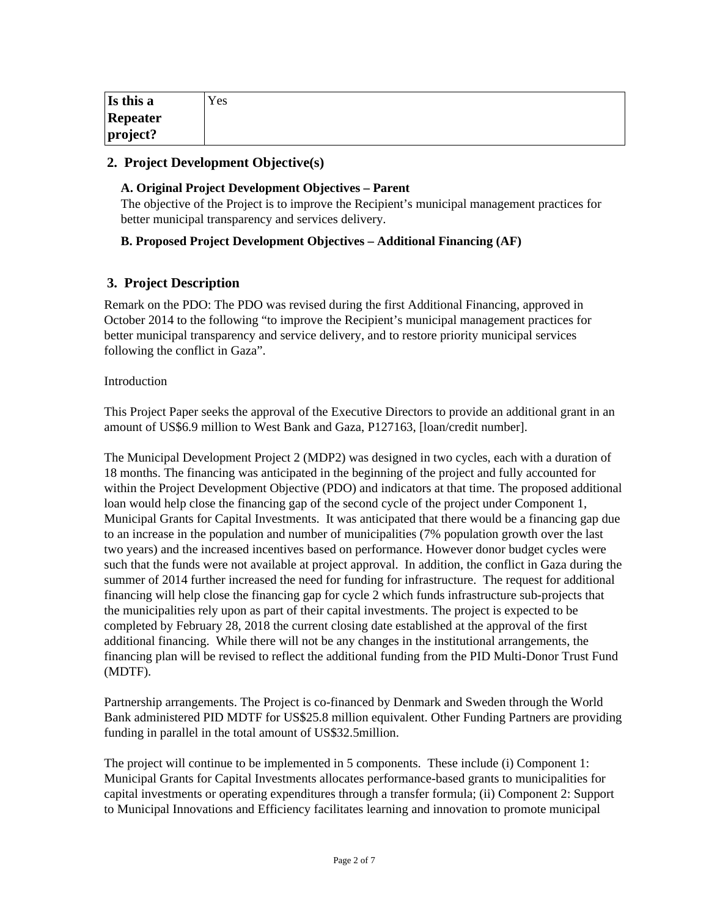| Is this a Repeater project? | Yes |
|---|---|

## 2. Project Development Objective(s)

### A. Original Project Development Objectives – Parent

The objective of the Project is to improve the Recipient's municipal management practices for better municipal transparency and services delivery.

### B. Proposed Project Development Objectives – Additional Financing (AF)

## 3. Project Description

Remark on the PDO: The PDO was revised during the first Additional Financing, approved in October 2014 to the following "to improve the Recipient's municipal management practices for better municipal transparency and service delivery, and to restore priority municipal services following the conflict in Gaza".

Introduction

This Project Paper seeks the approval of the Executive Directors to provide an additional grant in an amount of US$6.9 million to West Bank and Gaza, P127163, [loan/credit number].

The Municipal Development Project 2 (MDP2) was designed in two cycles, each with a duration of 18 months. The financing was anticipated in the beginning of the project and fully accounted for within the Project Development Objective (PDO) and indicators at that time. The proposed additional loan would help close the financing gap of the second cycle of the project under Component 1, Municipal Grants for Capital Investments. It was anticipated that there would be a financing gap due to an increase in the population and number of municipalities (7% population growth over the last two years) and the increased incentives based on performance. However donor budget cycles were such that the funds were not available at project approval. In addition, the conflict in Gaza during the summer of 2014 further increased the need for funding for infrastructure. The request for additional financing will help close the financing gap for cycle 2 which funds infrastructure sub-projects that the municipalities rely upon as part of their capital investments. The project is expected to be completed by February 28, 2018 the current closing date established at the approval of the first additional financing. While there will not be any changes in the institutional arrangements, the financing plan will be revised to reflect the additional funding from the PID Multi-Donor Trust Fund (MDTF).

Partnership arrangements. The Project is co-financed by Denmark and Sweden through the World Bank administered PID MDTF for US$25.8 million equivalent. Other Funding Partners are providing funding in parallel in the total amount of US$32.5million.

The project will continue to be implemented in 5 components. These include (i) Component 1: Municipal Grants for Capital Investments allocates performance-based grants to municipalities for capital investments or operating expenditures through a transfer formula; (ii) Component 2: Support to Municipal Innovations and Efficiency facilitates learning and innovation to promote municipal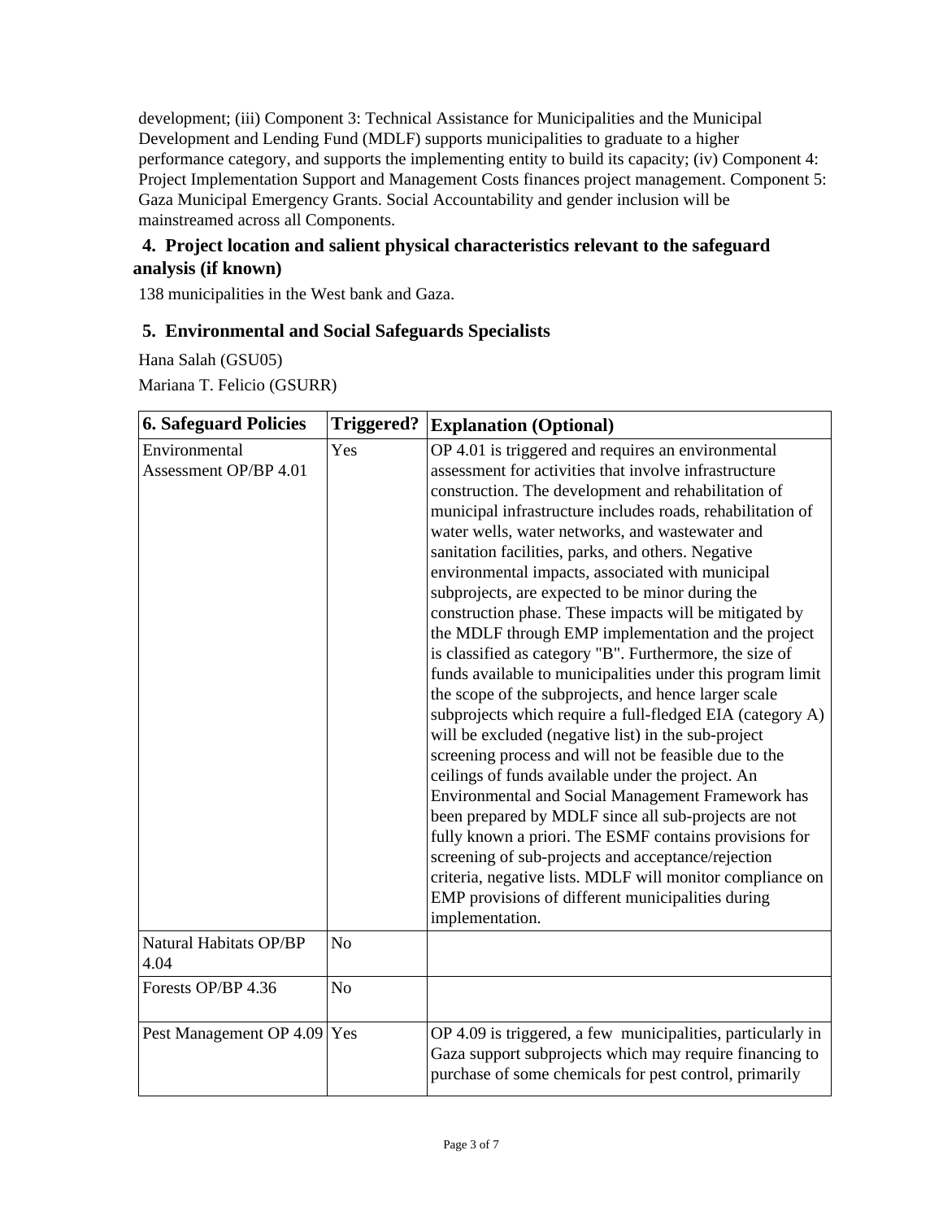development; (iii) Component 3: Technical Assistance for Municipalities and the Municipal Development and Lending Fund (MDLF) supports municipalities to graduate to a higher performance category, and supports the implementing entity to build its capacity; (iv) Component 4: Project Implementation Support and Management Costs finances project management. Component 5: Gaza Municipal Emergency Grants. Social Accountability and gender inclusion will be mainstreamed across all Components.

### 4. Project location and salient physical characteristics relevant to the safeguard analysis (if known)

138 municipalities in the West bank and Gaza.

### 5. Environmental and Social Safeguards Specialists

Hana Salah (GSU05)

Mariana T. Felicio (GSURR)

| 6. Safeguard Policies | Triggered? | Explanation (Optional) |
|---|---|---|
| Environmental Assessment OP/BP 4.01 | Yes | OP 4.01 is triggered and requires an environmental assessment for activities that involve infrastructure construction. The development and rehabilitation of municipal infrastructure includes roads, rehabilitation of water wells, water networks, and wastewater and sanitation facilities, parks, and others. Negative environmental impacts, associated with municipal subprojects, are expected to be minor during the construction phase. These impacts will be mitigated by the MDLF through EMP implementation and the project is classified as category "B". Furthermore, the size of funds available to municipalities under this program limit the scope of the subprojects, and hence larger scale subprojects which require a full-fledged EIA (category A) will be excluded (negative list) in the sub-project screening process and will not be feasible due to the ceilings of funds available under the project. An Environmental and Social Management Framework has been prepared by MDLF since all sub-projects are not fully known a priori. The ESMF contains provisions for screening of sub-projects and acceptance/rejection criteria, negative lists. MDLF will monitor compliance on EMP provisions of different municipalities during implementation. |
| Natural Habitats OP/BP 4.04 | No | |
| Forests OP/BP 4.36 | No | |
| Pest Management OP 4.09 | Yes | OP 4.09 is triggered, a few municipalities, particularly in Gaza support subprojects which may require financing to purchase of some chemicals for pest control, primarily |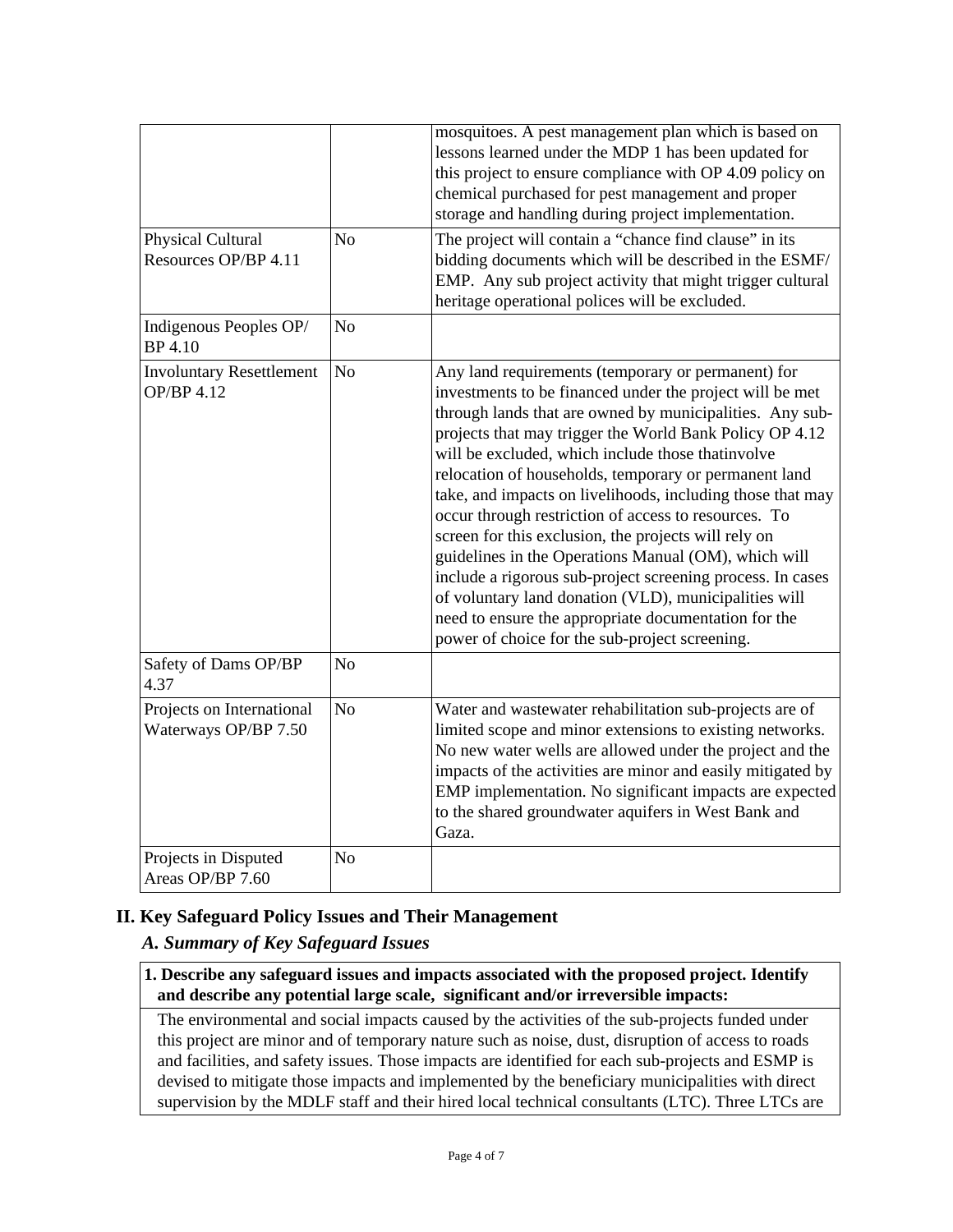| | | |
|---|---|---|
| | | mosquitoes. A pest management plan which is based on lessons learned under the MDP 1 has been updated for this project to ensure compliance with OP 4.09 policy on chemical purchased for pest management and proper storage and handling during project implementation. |
| Physical Cultural Resources OP/BP 4.11 | No | The project will contain a "chance find clause" in its bidding documents which will be described in the ESMF/ EMP. Any sub project activity that might trigger cultural heritage operational polices will be excluded. |
| Indigenous Peoples OP/ BP 4.10 | No | |
| Involuntary Resettlement OP/BP 4.12 | No | Any land requirements (temporary or permanent) for investments to be financed under the project will be met through lands that are owned by municipalities. Any sub-projects that may trigger the World Bank Policy OP 4.12 will be excluded, which include those thatinvolve relocation of households, temporary or permanent land take, and impacts on livelihoods, including those that may occur through restriction of access to resources. To screen for this exclusion, the projects will rely on guidelines in the Operations Manual (OM), which will include a rigorous sub-project screening process. In cases of voluntary land donation (VLD), municipalities will need to ensure the appropriate documentation for the power of choice for the sub-project screening. |
| Safety of Dams OP/BP 4.37 | No | |
| Projects on International Waterways OP/BP 7.50 | No | Water and wastewater rehabilitation sub-projects are of limited scope and minor extensions to existing networks. No new water wells are allowed under the project and the impacts of the activities are minor and easily mitigated by EMP implementation. No significant impacts are expected to the shared groundwater aquifers in West Bank and Gaza. |
| Projects in Disputed Areas OP/BP 7.60 | No | |

## II. Key Safeguard Policy Issues and Their Management

### *A. Summary of Key Safeguard Issues*

**1. Describe any safeguard issues and impacts associated with the proposed project. Identify and describe any potential large scale, significant and/or irreversible impacts:**

The environmental and social impacts caused by the activities of the sub-projects funded under this project are minor and of temporary nature such as noise, dust, disruption of access to roads and facilities, and safety issues. Those impacts are identified for each sub-projects and ESMP is devised to mitigate those impacts and implemented by the beneficiary municipalities with direct supervision by the MDLF staff and their hired local technical consultants (LTC). Three LTCs are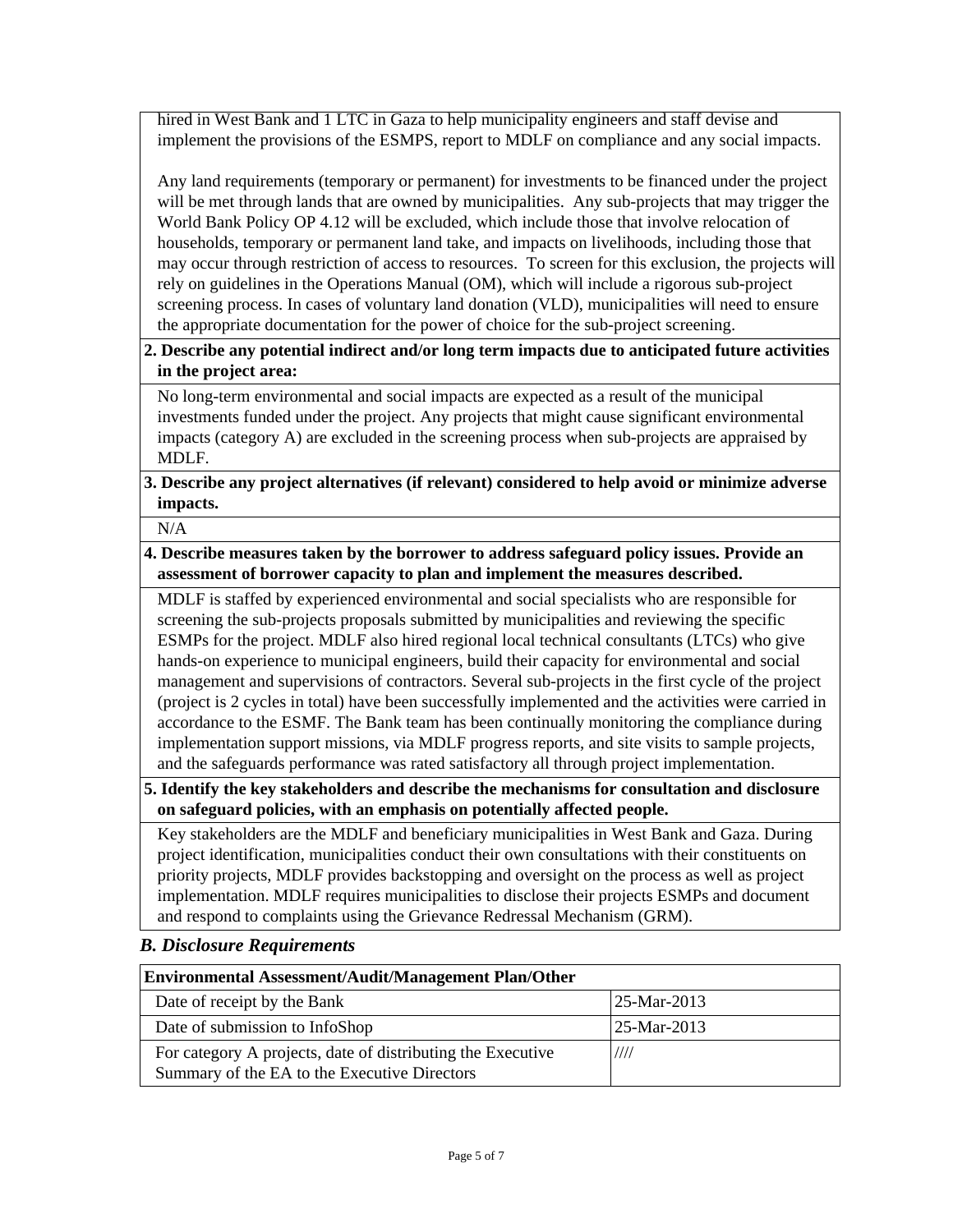hired in West Bank and 1 LTC in Gaza to help municipality engineers and staff devise and implement the provisions of the ESMPS, report to MDLF on compliance and any social impacts.

Any land requirements (temporary or permanent) for investments to be financed under the project will be met through lands that are owned by municipalities. Any sub-projects that may trigger the World Bank Policy OP 4.12 will be excluded, which include those that involve relocation of households, temporary or permanent land take, and impacts on livelihoods, including those that may occur through restriction of access to resources. To screen for this exclusion, the projects will rely on guidelines in the Operations Manual (OM), which will include a rigorous sub-project screening process. In cases of voluntary land donation (VLD), municipalities will need to ensure the appropriate documentation for the power of choice for the sub-project screening.

**2. Describe any potential indirect and/or long term impacts due to anticipated future activities in the project area:**

No long-term environmental and social impacts are expected as a result of the municipal investments funded under the project. Any projects that might cause significant environmental impacts (category A) are excluded in the screening process when sub-projects are appraised by MDLF.

**3. Describe any project alternatives (if relevant) considered to help avoid or minimize adverse impacts.**

N/A

**4. Describe measures taken by the borrower to address safeguard policy issues. Provide an assessment of borrower capacity to plan and implement the measures described.**

MDLF is staffed by experienced environmental and social specialists who are responsible for screening the sub-projects proposals submitted by municipalities and reviewing the specific ESMPs for the project. MDLF also hired regional local technical consultants (LTCs) who give hands-on experience to municipal engineers, build their capacity for environmental and social management and supervisions of contractors. Several sub-projects in the first cycle of the project (project is 2 cycles in total) have been successfully implemented and the activities were carried in accordance to the ESMF. The Bank team has been continually monitoring the compliance during implementation support missions, via MDLF progress reports, and site visits to sample projects, and the safeguards performance was rated satisfactory all through project implementation.

**5. Identify the key stakeholders and describe the mechanisms for consultation and disclosure on safeguard policies, with an emphasis on potentially affected people.**

Key stakeholders are the MDLF and beneficiary municipalities in West Bank and Gaza. During project identification, municipalities conduct their own consultations with their constituents on priority projects, MDLF provides backstopping and oversight on the process as well as project implementation. MDLF requires municipalities to disclose their projects ESMPs and document and respond to complaints using the Grievance Redressal Mechanism (GRM).

### *B. Disclosure Requirements*

| **Environmental Assessment/Audit/Management Plan/Other** | |
|---|---|
| Date of receipt by the Bank | 25-Mar-2013 |
| Date of submission to InfoShop | 25-Mar-2013 |
| For category A projects, date of distributing the Executive Summary of the EA to the Executive Directors | //// |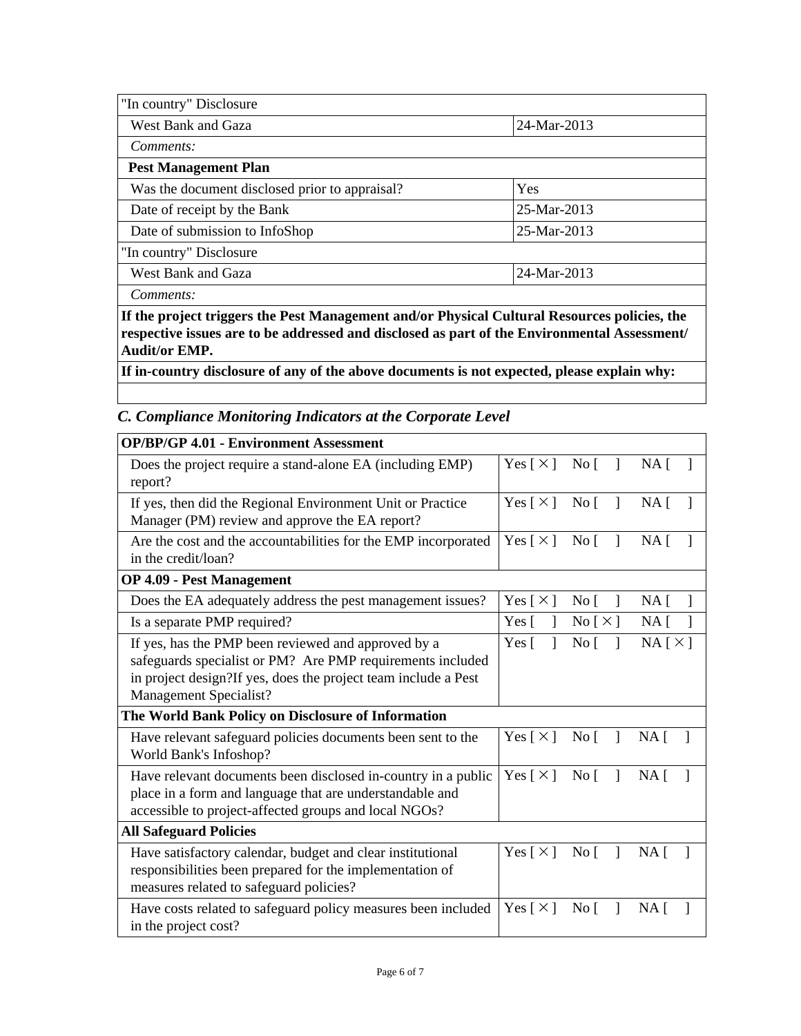| "In country" Disclosure | |
|---|---|
| West Bank and Gaza | 24-Mar-2013 |
| *Comments:* | |
| **Pest Management Plan** | |
| Was the document disclosed prior to appraisal? | Yes |
| Date of receipt by the Bank | 25-Mar-2013 |
| Date of submission to InfoShop | 25-Mar-2013 |
| "In country" Disclosure | |
| West Bank and Gaza | 24-Mar-2013 |
| *Comments:* | |
| **If the project triggers the Pest Management and/or Physical Cultural Resources policies, the respective issues are to be addressed and disclosed as part of the Environmental Assessment/ Audit/or EMP.** | |
| **If in-country disclosure of any of the above documents is not expected, please explain why:** | |
| | |

### *C. Compliance Monitoring Indicators at the Corporate Level*

| **OP/BP/GP 4.01 - Environment Assessment** | |
|---|---|
| Does the project require a stand-alone EA (including EMP) report? | Yes [ × ] No [ ] NA [ ] |
| If yes, then did the Regional Environment Unit or Practice Manager (PM) review and approve the EA report? | Yes [ × ] No [ ] NA [ ] |
| Are the cost and the accountabilities for the EMP incorporated in the credit/loan? | Yes [ × ] No [ ] NA [ ] |
| **OP 4.09 - Pest Management** | |
| Does the EA adequately address the pest management issues? | Yes [ × ] No [ ] NA [ ] |
| Is a separate PMP required? | Yes [ ] No [ × ] NA [ ] |
| If yes, has the PMP been reviewed and approved by a safeguards specialist or PM? Are PMP requirements included in project design?If yes, does the project team include a Pest Management Specialist? | Yes [ ] No [ ] NA [ × ] |
| **The World Bank Policy on Disclosure of Information** | |
| Have relevant safeguard policies documents been sent to the World Bank's Infoshop? | Yes [ × ] No [ ] NA [ ] |
| Have relevant documents been disclosed in-country in a public place in a form and language that are understandable and accessible to project-affected groups and local NGOs? | Yes [ × ] No [ ] NA [ ] |
| **All Safeguard Policies** | |
| Have satisfactory calendar, budget and clear institutional responsibilities been prepared for the implementation of measures related to safeguard policies? | Yes [ × ] No [ ] NA [ ] |
| Have costs related to safeguard policy measures been included in the project cost? | Yes [ × ] No [ ] NA [ ] |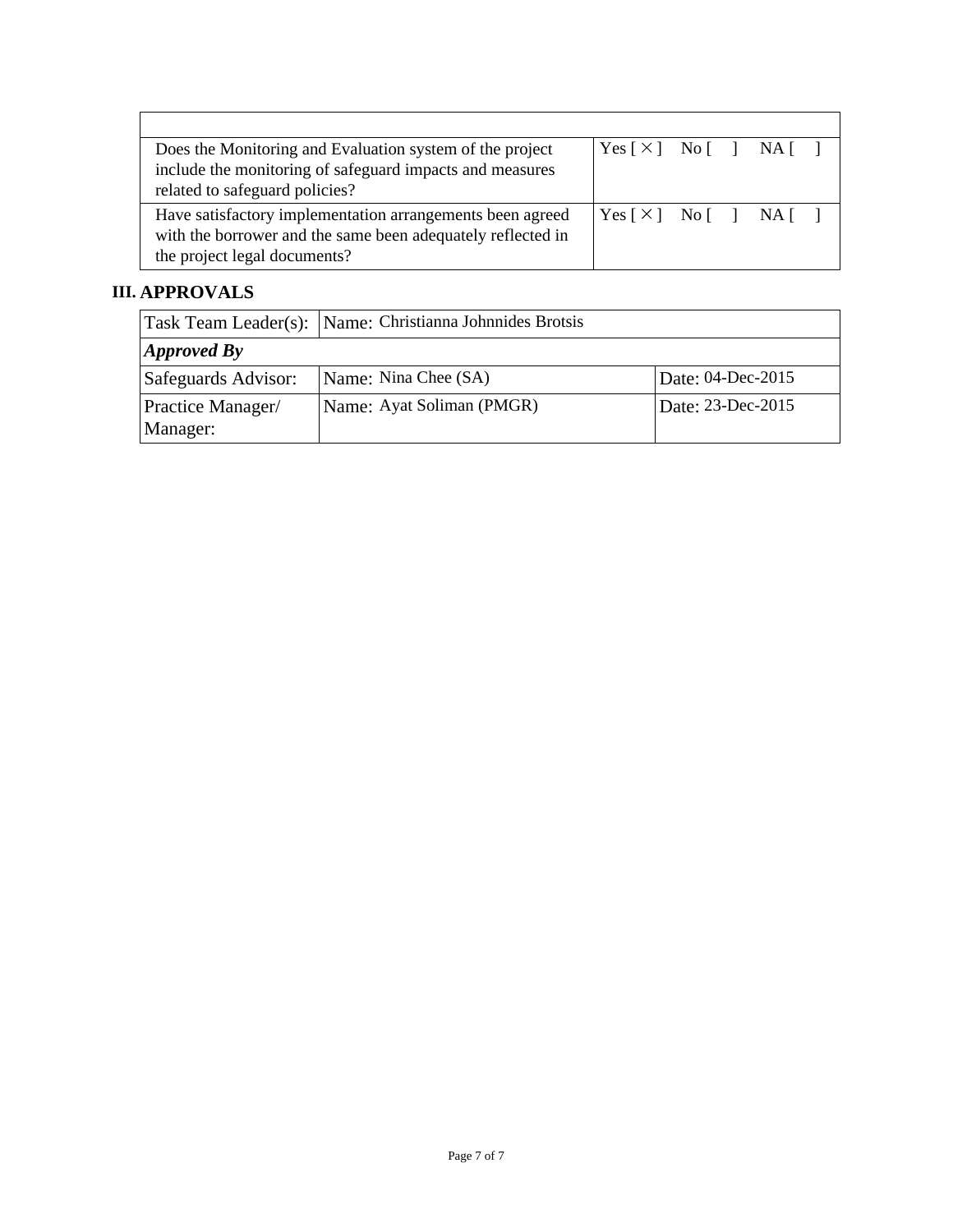| | |
|---|---|
| Does the Monitoring and Evaluation system of the project include the monitoring of safeguard impacts and measures related to safeguard policies? | Yes [ × ] No [ ] NA [ ] |
| Have satisfactory implementation arrangements been agreed with the borrower and the same been adequately reflected in the project legal documents? | Yes [ × ] No [ ] NA [ ] |

## III. APPROVALS

| | | |
|---|---|---|
| Task Team Leader(s): | Name: Christianna Johnnides Brotsis | |
| ***Approved By*** | | |
| Safeguards Advisor: | Name: Nina Chee (SA) | Date: 04-Dec-2015 |
| Practice Manager/ Manager: | Name: Ayat Soliman (PMGR) | Date: 23-Dec-2015 |